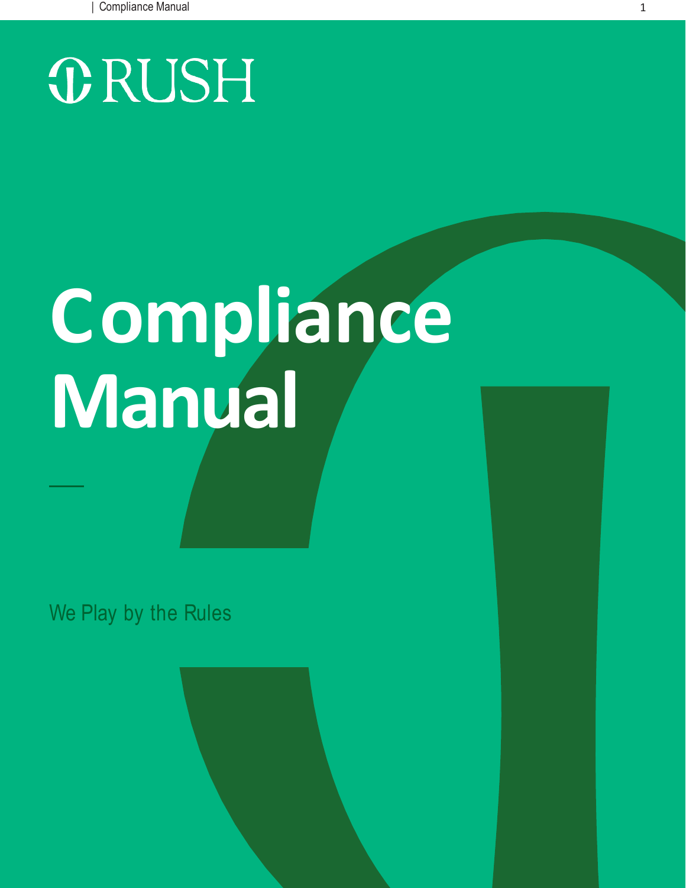RUSH

# Compliance Manual

We Play by the Rules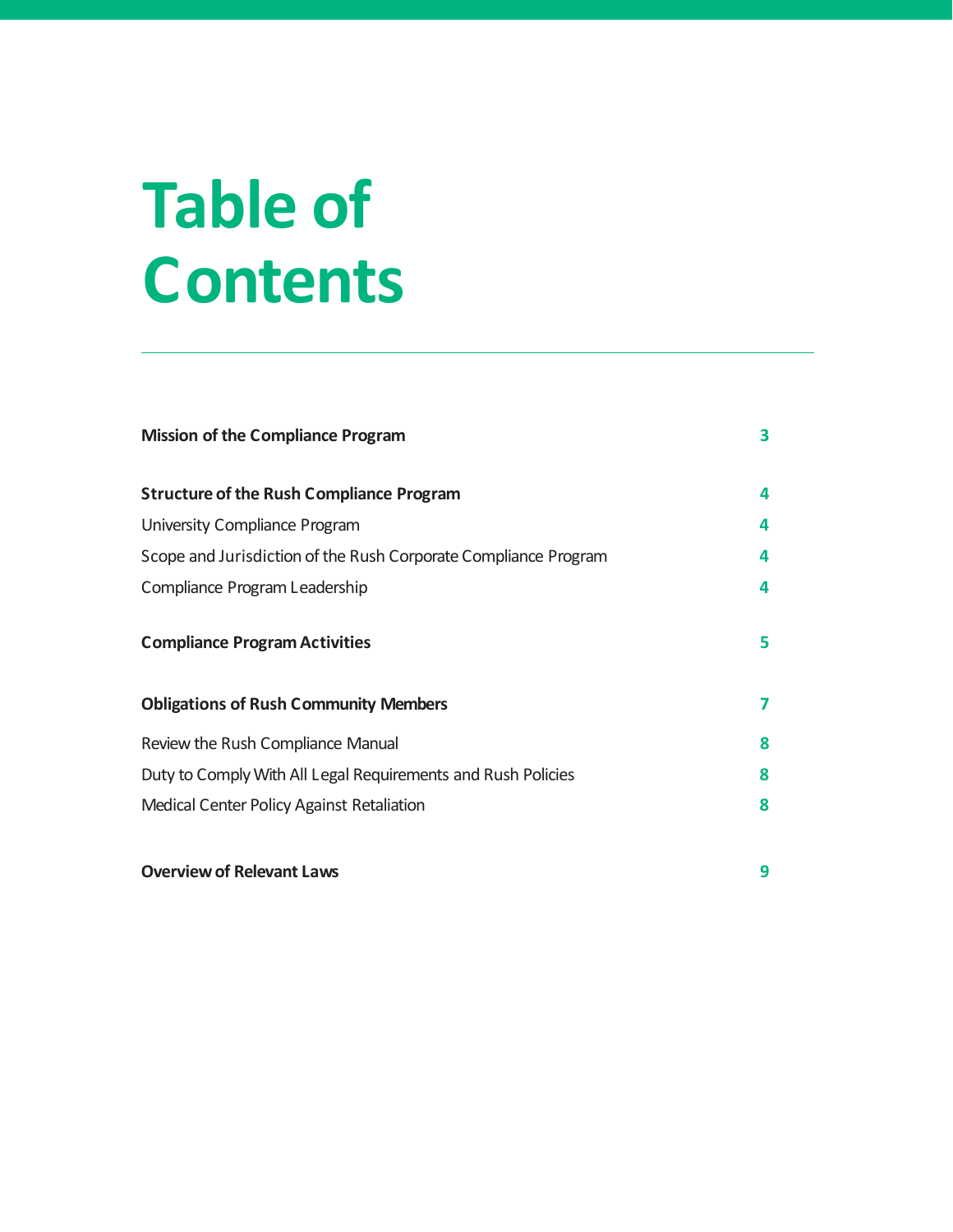# Table of Contents

| | |
|---|---|
| **Mission of the Compliance Program** | 3 |
| **Structure of the Rush Compliance Program** | 4 |
| University Compliance Program | 4 |
| Scope and Jurisdiction of the Rush Corporate Compliance Program | 4 |
| Compliance Program Leadership | 4 |
| **Compliance Program Activities** | 5 |
| **Obligations of Rush Community Members** | 7 |
| Review the Rush Compliance Manual | 8 |
| Duty to Comply With All Legal Requirements and Rush Policies | 8 |
| Medical Center Policy Against Retaliation | 8 |
| **Overview of Relevant Laws** | 9 |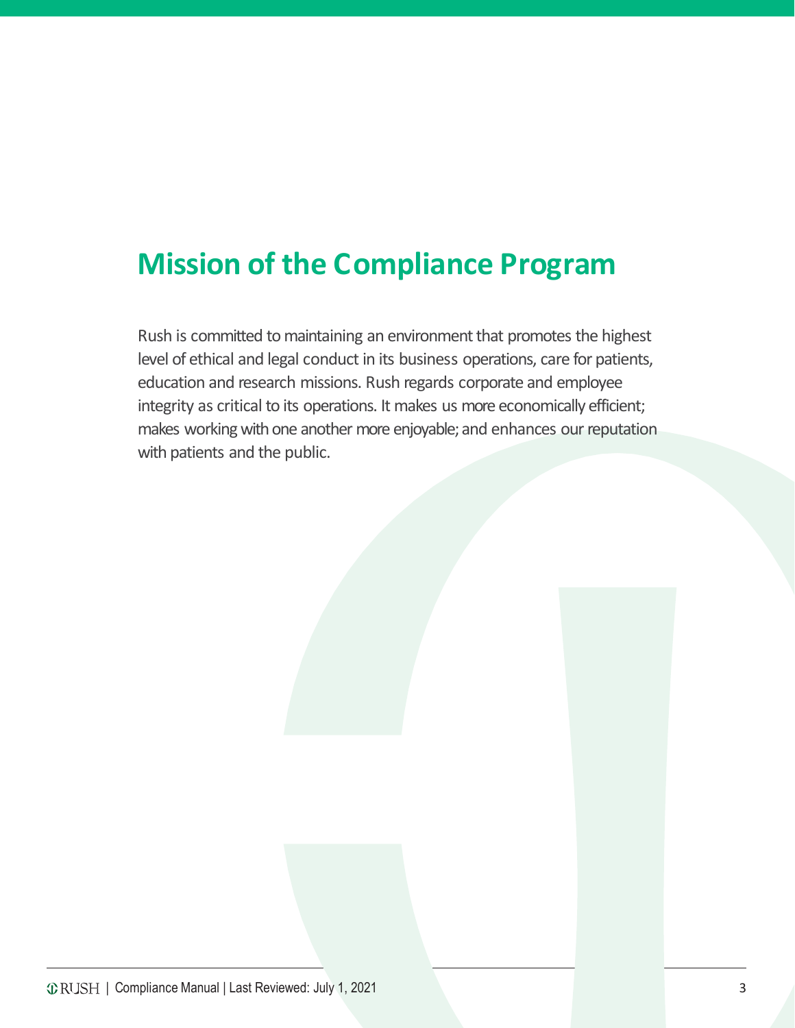# Mission of the Compliance Program

Rush is committed to maintaining an environment that promotes the highest level of ethical and legal conduct in its business operations, care for patients, education and research missions. Rush regards corporate and employee integrity as critical to its operations. It makes us more economically efficient; makes working with one another more enjoyable; and enhances our reputation with patients and the public.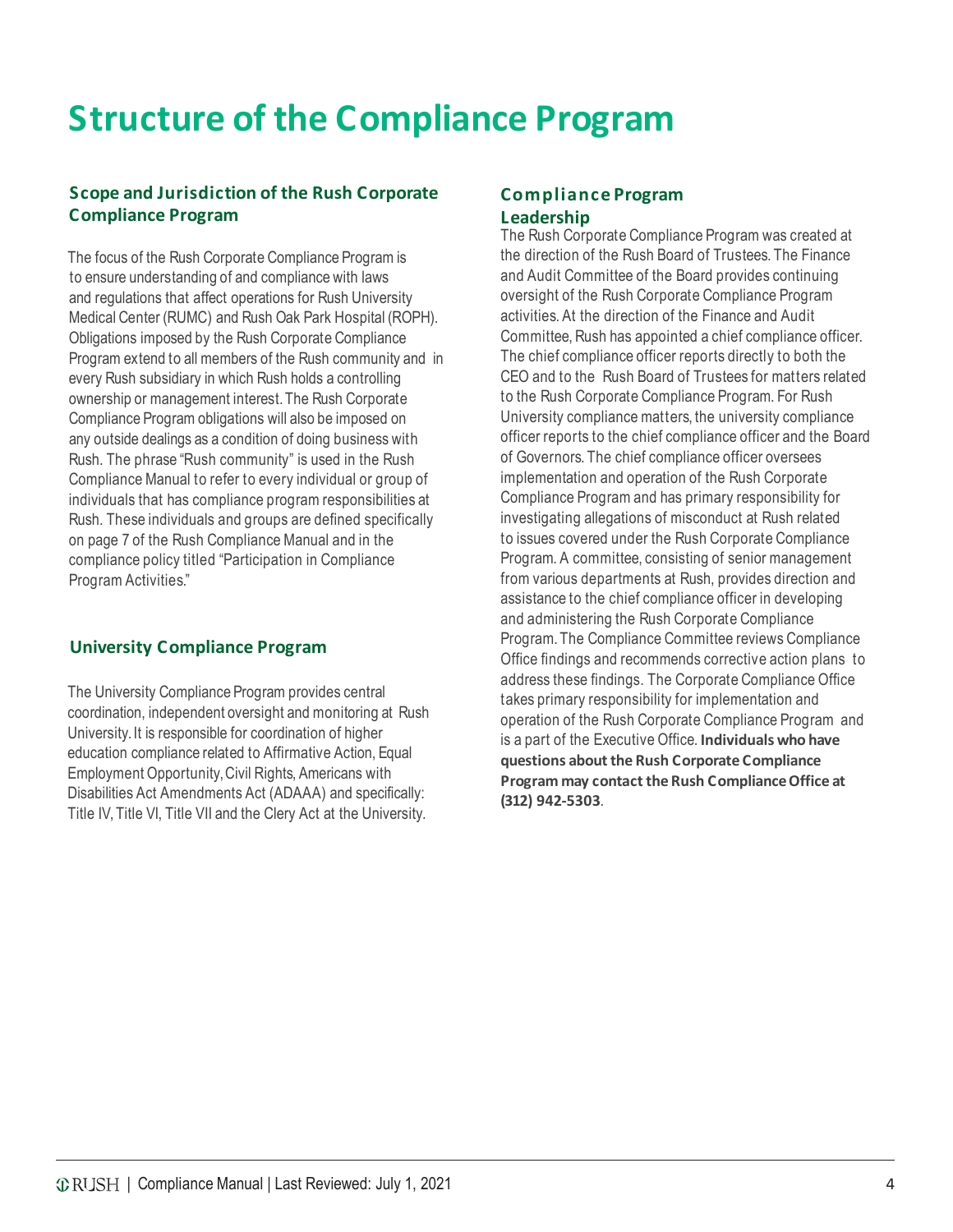# Structure of the Compliance Program

## Scope and Jurisdiction of the Rush Corporate Compliance Program

The focus of the Rush Corporate Compliance Program is to ensure understanding of and compliance with laws and regulations that affect operations for Rush University Medical Center (RUMC) and Rush Oak Park Hospital (ROPH). Obligations imposed by the Rush Corporate Compliance Program extend to all members of the Rush community and in every Rush subsidiary in which Rush holds a controlling ownership or management interest. The Rush Corporate Compliance Program obligations will also be imposed on any outside dealings as a condition of doing business with Rush. The phrase "Rush community" is used in the Rush Compliance Manual to refer to every individual or group of individuals that has compliance program responsibilities at Rush. These individuals and groups are defined specifically on page 7 of the Rush Compliance Manual and in the compliance policy titled "Participation in Compliance Program Activities."

## University Compliance Program

The University Compliance Program provides central coordination, independent oversight and monitoring at Rush University. It is responsible for coordination of higher education compliance related to Affirmative Action, Equal Employment Opportunity, Civil Rights, Americans with Disabilities Act Amendments Act (ADAAA) and specifically: Title IV, Title VI, Title VII and the Clery Act at the University.

## Compliance Program Leadership

The Rush Corporate Compliance Program was created at the direction of the Rush Board of Trustees. The Finance and Audit Committee of the Board provides continuing oversight of the Rush Corporate Compliance Program activities. At the direction of the Finance and Audit Committee, Rush has appointed a chief compliance officer. The chief compliance officer reports directly to both the CEO and to the Rush Board of Trustees for matters related to the Rush Corporate Compliance Program. For Rush University compliance matters, the university compliance officer reports to the chief compliance officer and the Board of Governors. The chief compliance officer oversees implementation and operation of the Rush Corporate Compliance Program and has primary responsibility for investigating allegations of misconduct at Rush related to issues covered under the Rush Corporate Compliance Program. A committee, consisting of senior management from various departments at Rush, provides direction and assistance to the chief compliance officer in developing and administering the Rush Corporate Compliance Program. The Compliance Committee reviews Compliance Office findings and recommends corrective action plans to address these findings. The Corporate Compliance Office takes primary responsibility for implementation and operation of the Rush Corporate Compliance Program and is a part of the Executive Office. **Individuals who have questions about the Rush Corporate Compliance Program may contact the Rush Compliance Office at (312) 942-5303**.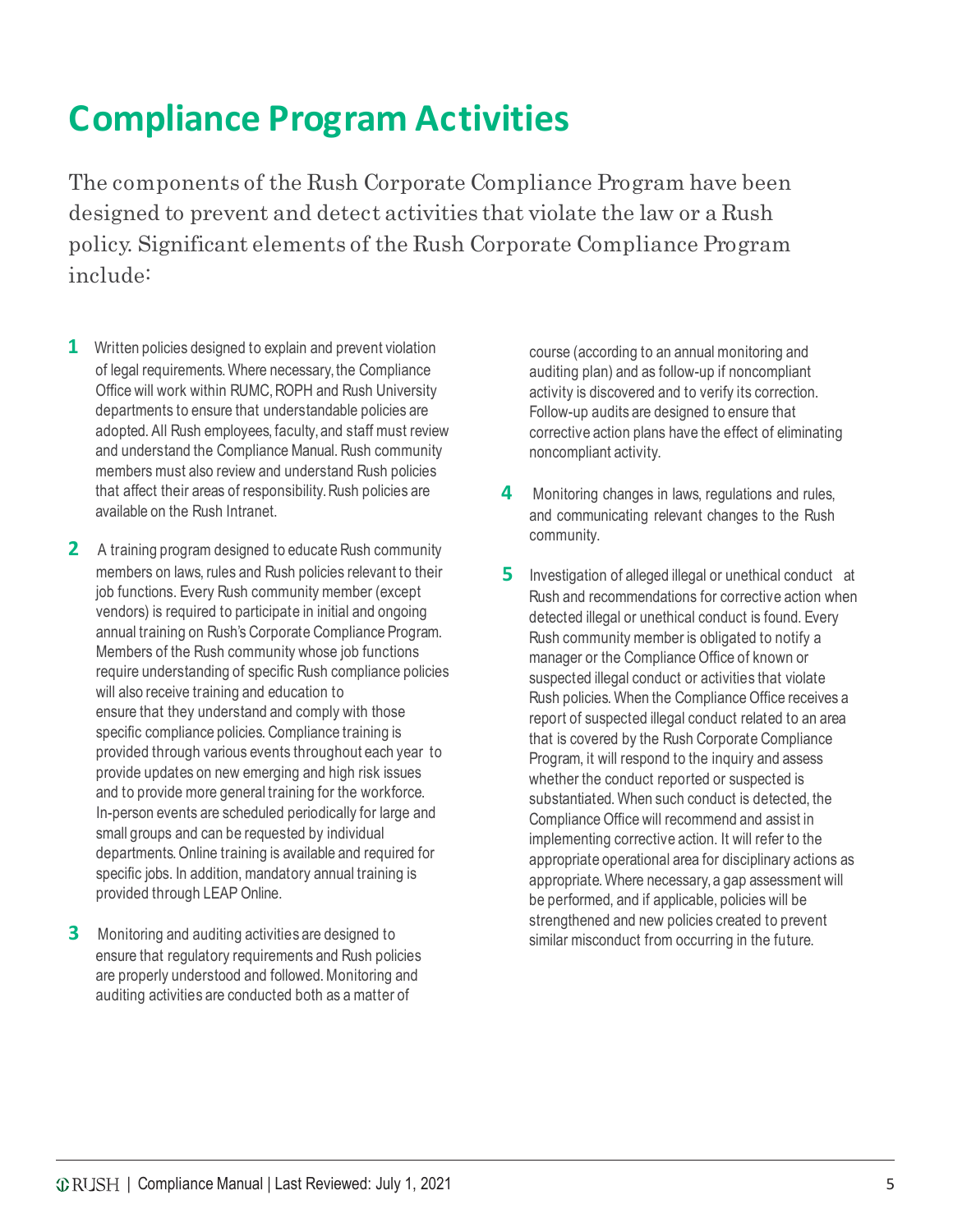# Compliance Program Activities

The components of the Rush Corporate Compliance Program have been designed to prevent and detect activities that violate the law or a Rush policy. Significant elements of the Rush Corporate Compliance Program include:

1. Written policies designed to explain and prevent violation of legal requirements. Where necessary, the Compliance Office will work within RUMC, ROPH and Rush University departments to ensure that understandable policies are adopted. All Rush employees, faculty, and staff must review and understand the Compliance Manual. Rush community members must also review and understand Rush policies that affect their areas of responsibility. Rush policies are available on the Rush Intranet.

2. A training program designed to educate Rush community members on laws, rules and Rush policies relevant to their job functions. Every Rush community member (except vendors) is required to participate in initial and ongoing annual training on Rush's Corporate Compliance Program. Members of the Rush community whose job functions require understanding of specific Rush compliance policies will also receive training and education to ensure that they understand and comply with those specific compliance policies. Compliance training is provided through various events throughout each year to provide updates on new emerging and high risk issues and to provide more general training for the workforce. In-person events are scheduled periodically for large and small groups and can be requested by individual departments. Online training is available and required for specific jobs. In addition, mandatory annual training is provided through LEAP Online.

3. Monitoring and auditing activities are designed to ensure that regulatory requirements and Rush policies are properly understood and followed. Monitoring and auditing activities are conducted both as a matter of course (according to an annual monitoring and auditing plan) and as follow-up if noncompliant activity is discovered and to verify its correction. Follow-up audits are designed to ensure that corrective action plans have the effect of eliminating noncompliant activity.

4. Monitoring changes in laws, regulations and rules, and communicating relevant changes to the Rush community.

5. Investigation of alleged illegal or unethical conduct at Rush and recommendations for corrective action when detected illegal or unethical conduct is found. Every Rush community member is obligated to notify a manager or the Compliance Office of known or suspected illegal conduct or activities that violate Rush policies. When the Compliance Office receives a report of suspected illegal conduct related to an area that is covered by the Rush Corporate Compliance Program, it will respond to the inquiry and assess whether the conduct reported or suspected is substantiated. When such conduct is detected, the Compliance Office will recommend and assist in implementing corrective action. It will refer to the appropriate operational area for disciplinary actions as appropriate. Where necessary, a gap assessment will be performed, and if applicable, policies will be strengthened and new policies created to prevent similar misconduct from occurring in the future.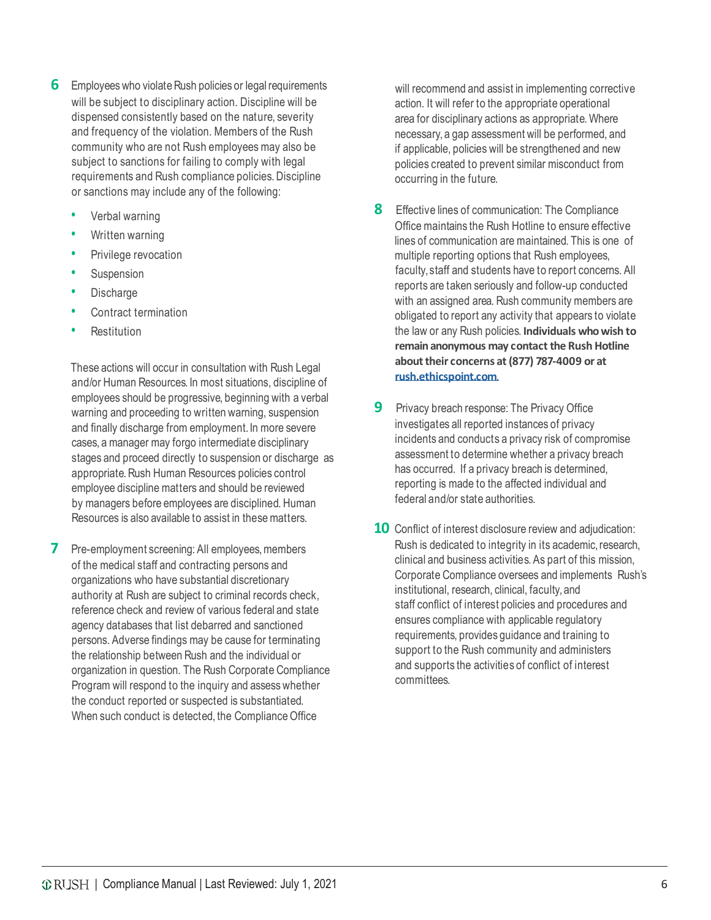6 Employees who violate Rush policies or legal requirements will be subject to disciplinary action. Discipline will be dispensed consistently based on the nature, severity and frequency of the violation. Members of the Rush community who are not Rush employees may also be subject to sanctions for failing to comply with legal requirements and Rush compliance policies. Discipline or sanctions may include any of the following:

- Verbal warning
- Written warning
- Privilege revocation
- Suspension
- Discharge
- Contract termination
- Restitution

These actions will occur in consultation with Rush Legal and/or Human Resources. In most situations, discipline of employees should be progressive, beginning with a verbal warning and proceeding to written warning, suspension and finally discharge from employment. In more severe cases, a manager may forgo intermediate disciplinary stages and proceed directly to suspension or discharge as appropriate. Rush Human Resources policies control employee discipline matters and should be reviewed by managers before employees are disciplined. Human Resources is also available to assist in these matters.

7 Pre-employment screening: All employees, members of the medical staff and contracting persons and organizations who have substantial discretionary authority at Rush are subject to criminal records check, reference check and review of various federal and state agency databases that list debarred and sanctioned persons. Adverse findings may be cause for terminating the relationship between Rush and the individual or organization in question. The Rush Corporate Compliance Program will respond to the inquiry and assess whether the conduct reported or suspected is substantiated. When such conduct is detected, the Compliance Office will recommend and assist in implementing corrective action. It will refer to the appropriate operational area for disciplinary actions as appropriate. Where necessary, a gap assessment will be performed, and if applicable, policies will be strengthened and new policies created to prevent similar misconduct from occurring in the future.

8 Effective lines of communication: The Compliance Office maintains the Rush Hotline to ensure effective lines of communication are maintained. This is one of multiple reporting options that Rush employees, faculty, staff and students have to report concerns. All reports are taken seriously and follow-up conducted with an assigned area. Rush community members are obligated to report any activity that appears to violate the law or any Rush policies. **Individuals who wish to remain anonymous may contact the Rush Hotline about their concerns at (877) 787-4009 or at rush.ethicspoint.com.**

9 Privacy breach response: The Privacy Office investigates all reported instances of privacy incidents and conducts a privacy risk of compromise assessment to determine whether a privacy breach has occurred. If a privacy breach is determined, reporting is made to the affected individual and federal and/or state authorities.

10 Conflict of interest disclosure review and adjudication: Rush is dedicated to integrity in its academic, research, clinical and business activities. As part of this mission, Corporate Compliance oversees and implements Rush's institutional, research, clinical, faculty, and staff conflict of interest policies and procedures and ensures compliance with applicable regulatory requirements, provides guidance and training to support to the Rush community and administers and supports the activities of conflict of interest committees.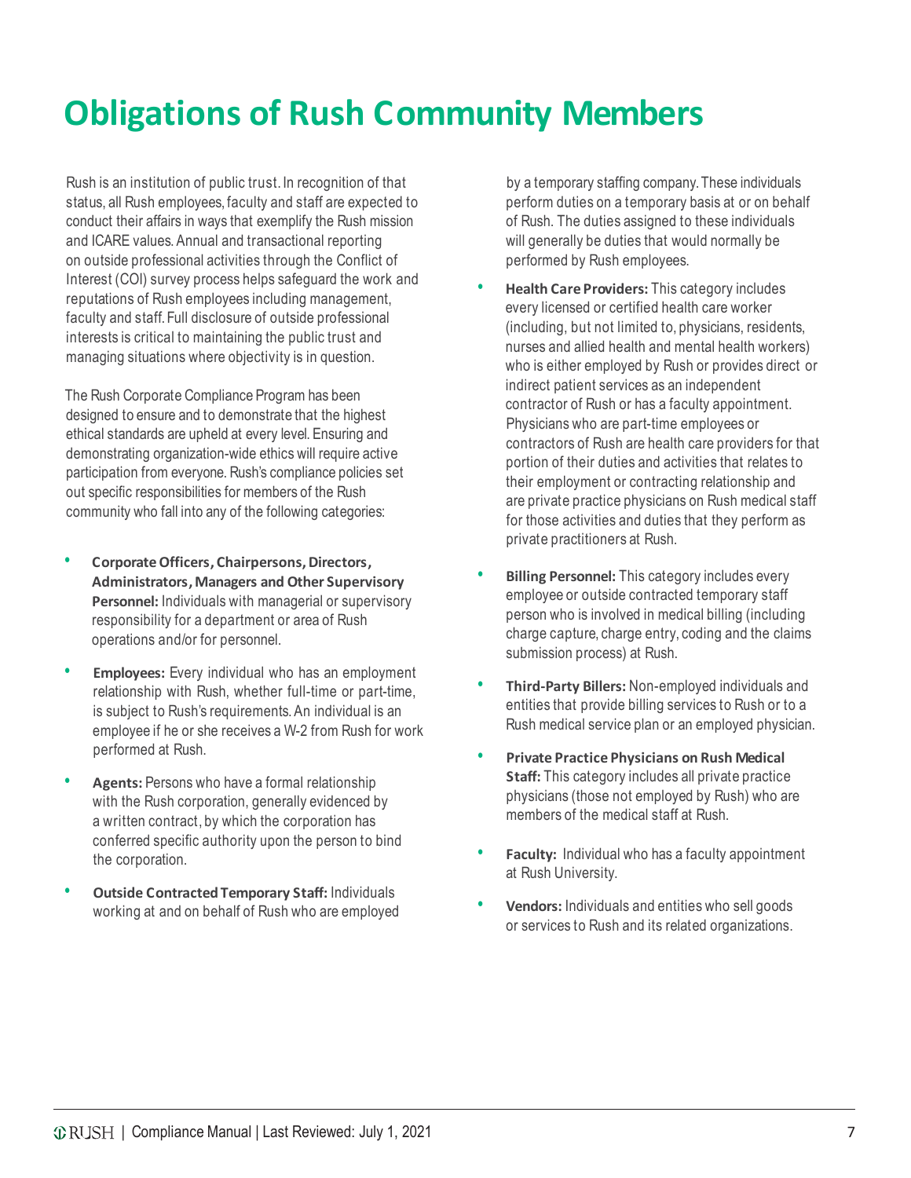# Obligations of Rush Community Members

Rush is an institution of public trust. In recognition of that status, all Rush employees, faculty and staff are expected to conduct their affairs in ways that exemplify the Rush mission and ICARE values. Annual and transactional reporting on outside professional activities through the Conflict of Interest (COI) survey process helps safeguard the work and reputations of Rush employees including management, faculty and staff. Full disclosure of outside professional interests is critical to maintaining the public trust and managing situations where objectivity is in question.

The Rush Corporate Compliance Program has been designed to ensure and to demonstrate that the highest ethical standards are upheld at every level. Ensuring and demonstrating organization-wide ethics will require active participation from everyone. Rush's compliance policies set out specific responsibilities for members of the Rush community who fall into any of the following categories:

- **Corporate Officers, Chairpersons, Directors, Administrators, Managers and Other Supervisory Personnel:** Individuals with managerial or supervisory responsibility for a department or area of Rush operations and/or for personnel.
- **Employees:** Every individual who has an employment relationship with Rush, whether full-time or part-time, is subject to Rush's requirements. An individual is an employee if he or she receives a W-2 from Rush for work performed at Rush.
- **Agents:** Persons who have a formal relationship with the Rush corporation, generally evidenced by a written contract, by which the corporation has conferred specific authority upon the person to bind the corporation.
- **Outside Contracted Temporary Staff:** Individuals working at and on behalf of Rush who are employed by a temporary staffing company. These individuals perform duties on a temporary basis at or on behalf of Rush. The duties assigned to these individuals will generally be duties that would normally be performed by Rush employees.
- **Health Care Providers:** This category includes every licensed or certified health care worker (including, but not limited to, physicians, residents, nurses and allied health and mental health workers) who is either employed by Rush or provides direct or indirect patient services as an independent contractor of Rush or has a faculty appointment. Physicians who are part-time employees or contractors of Rush are health care providers for that portion of their duties and activities that relates to their employment or contracting relationship and are private practice physicians on Rush medical staff for those activities and duties that they perform as private practitioners at Rush.
- **Billing Personnel:** This category includes every employee or outside contracted temporary staff person who is involved in medical billing (including charge capture, charge entry, coding and the claims submission process) at Rush.
- **Third-Party Billers:** Non-employed individuals and entities that provide billing services to Rush or to a Rush medical service plan or an employed physician.
- **Private Practice Physicians on Rush Medical Staff:** This category includes all private practice physicians (those not employed by Rush) who are members of the medical staff at Rush.
- **Faculty:** Individual who has a faculty appointment at Rush University.
- **Vendors:** Individuals and entities who sell goods or services to Rush and its related organizations.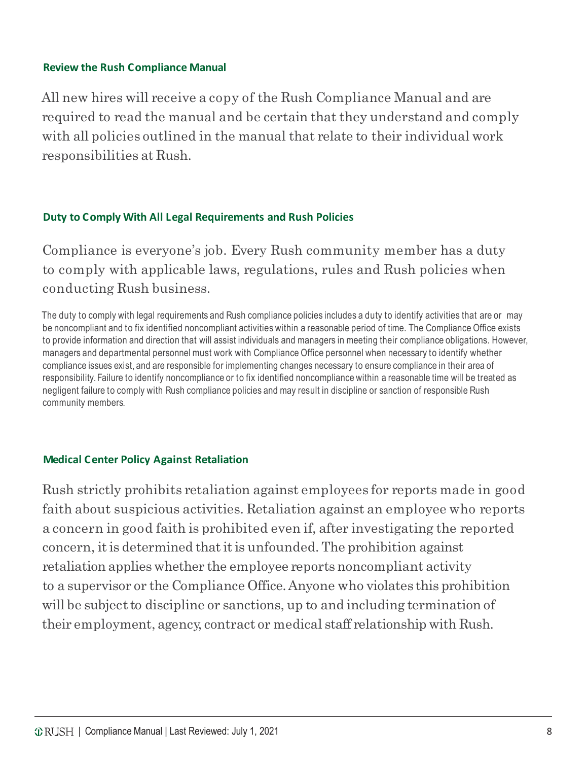## Review the Rush Compliance Manual

All new hires will receive a copy of the Rush Compliance Manual and are required to read the manual and be certain that they understand and comply with all policies outlined in the manual that relate to their individual work responsibilities at Rush.

## Duty to Comply With All Legal Requirements and Rush Policies

Compliance is everyone's job. Every Rush community member has a duty to comply with applicable laws, regulations, rules and Rush policies when conducting Rush business.

The duty to comply with legal requirements and Rush compliance policies includes a duty to identify activities that are or may be noncompliant and to fix identified noncompliant activities within a reasonable period of time. The Compliance Office exists to provide information and direction that will assist individuals and managers in meeting their compliance obligations. However, managers and departmental personnel must work with Compliance Office personnel when necessary to identify whether compliance issues exist, and are responsible for implementing changes necessary to ensure compliance in their area of responsibility. Failure to identify noncompliance or to fix identified noncompliance within a reasonable time will be treated as negligent failure to comply with Rush compliance policies and may result in discipline or sanction of responsible Rush community members.

## Medical Center Policy Against Retaliation

Rush strictly prohibits retaliation against employees for reports made in good faith about suspicious activities. Retaliation against an employee who reports a concern in good faith is prohibited even if, after investigating the reported concern, it is determined that it is unfounded. The prohibition against retaliation applies whether the employee reports noncompliant activity to a supervisor or the Compliance Office. Anyone who violates this prohibition will be subject to discipline or sanctions, up to and including termination of their employment, agency, contract or medical staff relationship with Rush.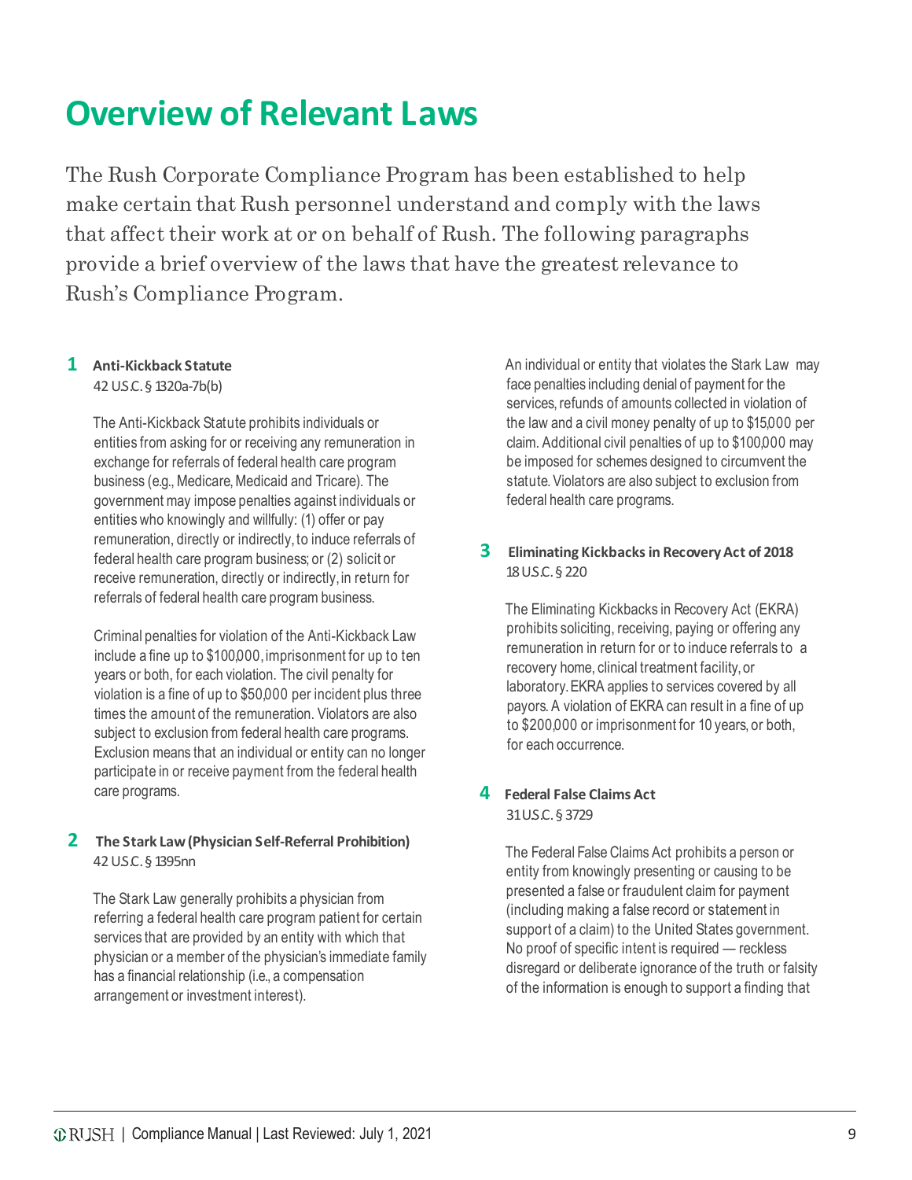# Overview of Relevant Laws

The Rush Corporate Compliance Program has been established to help make certain that Rush personnel understand and comply with the laws that affect their work at or on behalf of Rush. The following paragraphs provide a brief overview of the laws that have the greatest relevance to Rush's Compliance Program.

### 1 Anti-Kickback Statute

42 U.S.C. § 1320a-7b(b)

The Anti-Kickback Statute prohibits individuals or entities from asking for or receiving any remuneration in exchange for referrals of federal health care program business (e.g., Medicare, Medicaid and Tricare). The government may impose penalties against individuals or entities who knowingly and willfully: (1) offer or pay remuneration, directly or indirectly, to induce referrals of federal health care program business; or (2) solicit or receive remuneration, directly or indirectly, in return for referrals of federal health care program business.

Criminal penalties for violation of the Anti-Kickback Law include a fine up to $100,000, imprisonment for up to ten years or both, for each violation. The civil penalty for violation is a fine of up to $50,000 per incident plus three times the amount of the remuneration. Violators are also subject to exclusion from federal health care programs. Exclusion means that an individual or entity can no longer participate in or receive payment from the federal health care programs.

### 2 The Stark Law (Physician Self-Referral Prohibition)

42 U.S.C. § 1395nn

The Stark Law generally prohibits a physician from referring a federal health care program patient for certain services that are provided by an entity with which that physician or a member of the physician's immediate family has a financial relationship (i.e., a compensation arrangement or investment interest).

An individual or entity that violates the Stark Law may face penalties including denial of payment for the services, refunds of amounts collected in violation of the law and a civil money penalty of up to $15,000 per claim. Additional civil penalties of up to $100,000 may be imposed for schemes designed to circumvent the statute. Violators are also subject to exclusion from federal health care programs.

### 3 Eliminating Kickbacks in Recovery Act of 2018

18 U.S.C. § 220

The Eliminating Kickbacks in Recovery Act (EKRA) prohibits soliciting, receiving, paying or offering any remuneration in return for or to induce referrals to a recovery home, clinical treatment facility, or laboratory. EKRA applies to services covered by all payors. A violation of EKRA can result in a fine of up to $200,000 or imprisonment for 10 years, or both, for each occurrence.

### 4 Federal False Claims Act

31 U.S.C. § 3729

The Federal False Claims Act prohibits a person or entity from knowingly presenting or causing to be presented a false or fraudulent claim for payment (including making a false record or statement in support of a claim) to the United States government. No proof of specific intent is required — reckless disregard or deliberate ignorance of the truth or falsity of the information is enough to support a finding that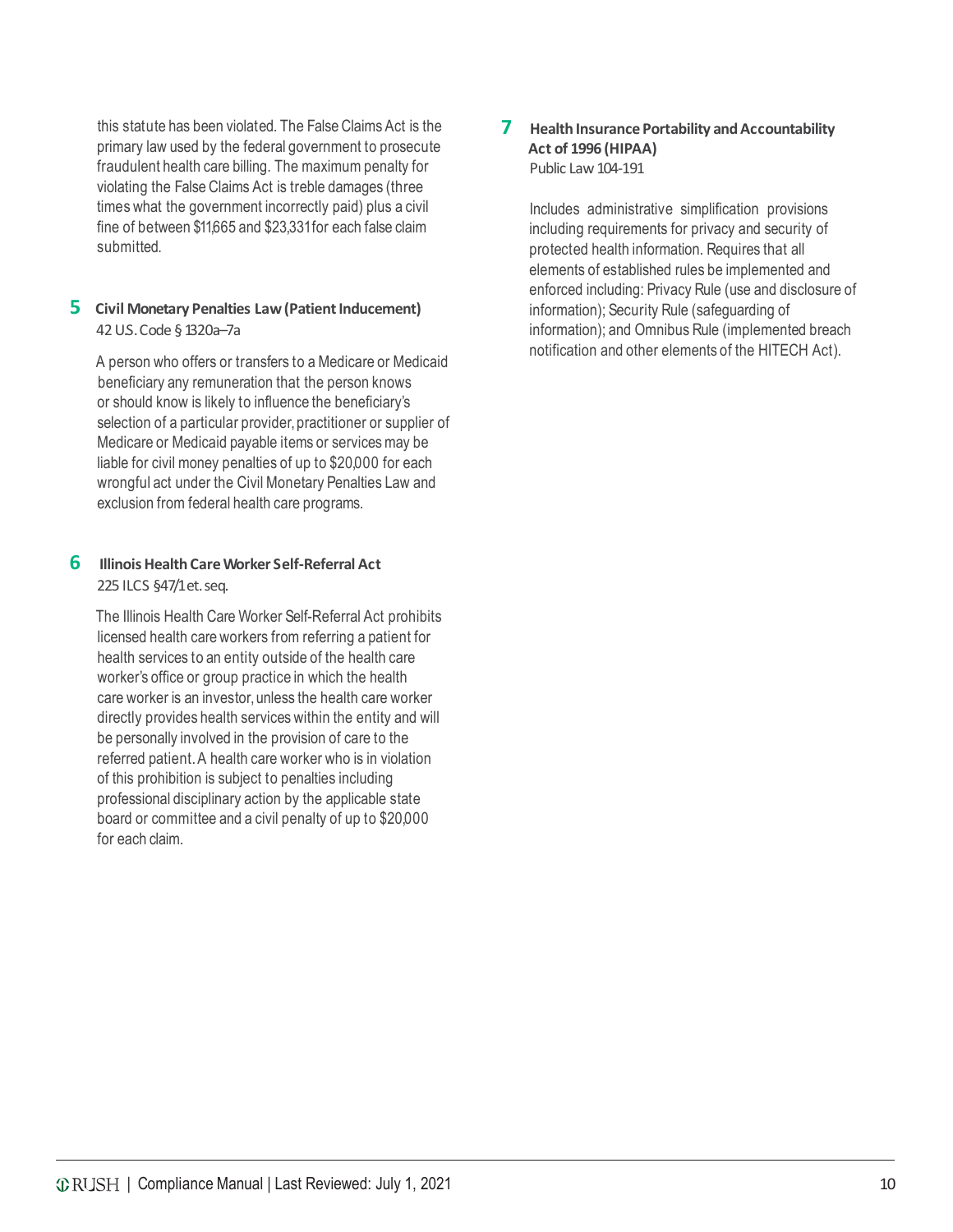this statute has been violated. The False Claims Act is the primary law used by the federal government to prosecute fraudulent health care billing. The maximum penalty for violating the False Claims Act is treble damages (three times what the government incorrectly paid) plus a civil fine of between $11,665 and $23,331 for each false claim submitted.

### 5 Civil Monetary Penalties Law (Patient Inducement)

42 U.S. Code § 1320a–7a

A person who offers or transfers to a Medicare or Medicaid beneficiary any remuneration that the person knows or should know is likely to influence the beneficiary's selection of a particular provider, practitioner or supplier of Medicare or Medicaid payable items or services may be liable for civil money penalties of up to $20,000 for each wrongful act under the Civil Monetary Penalties Law and exclusion from federal health care programs.

### 6 Illinois Health Care Worker Self-Referral Act

225 ILCS §47/1 et. seq.

The Illinois Health Care Worker Self-Referral Act prohibits licensed health care workers from referring a patient for health services to an entity outside of the health care worker's office or group practice in which the health care worker is an investor, unless the health care worker directly provides health services within the entity and will be personally involved in the provision of care to the referred patient. A health care worker who is in violation of this prohibition is subject to penalties including professional disciplinary action by the applicable state board or committee and a civil penalty of up to $20,000 for each claim.

### 7 Health Insurance Portability and Accountability Act of 1996 (HIPAA)

Public Law 104-191

Includes administrative simplification provisions including requirements for privacy and security of protected health information. Requires that all elements of established rules be implemented and enforced including: Privacy Rule (use and disclosure of information); Security Rule (safeguarding of information); and Omnibus Rule (implemented breach notification and other elements of the HITECH Act).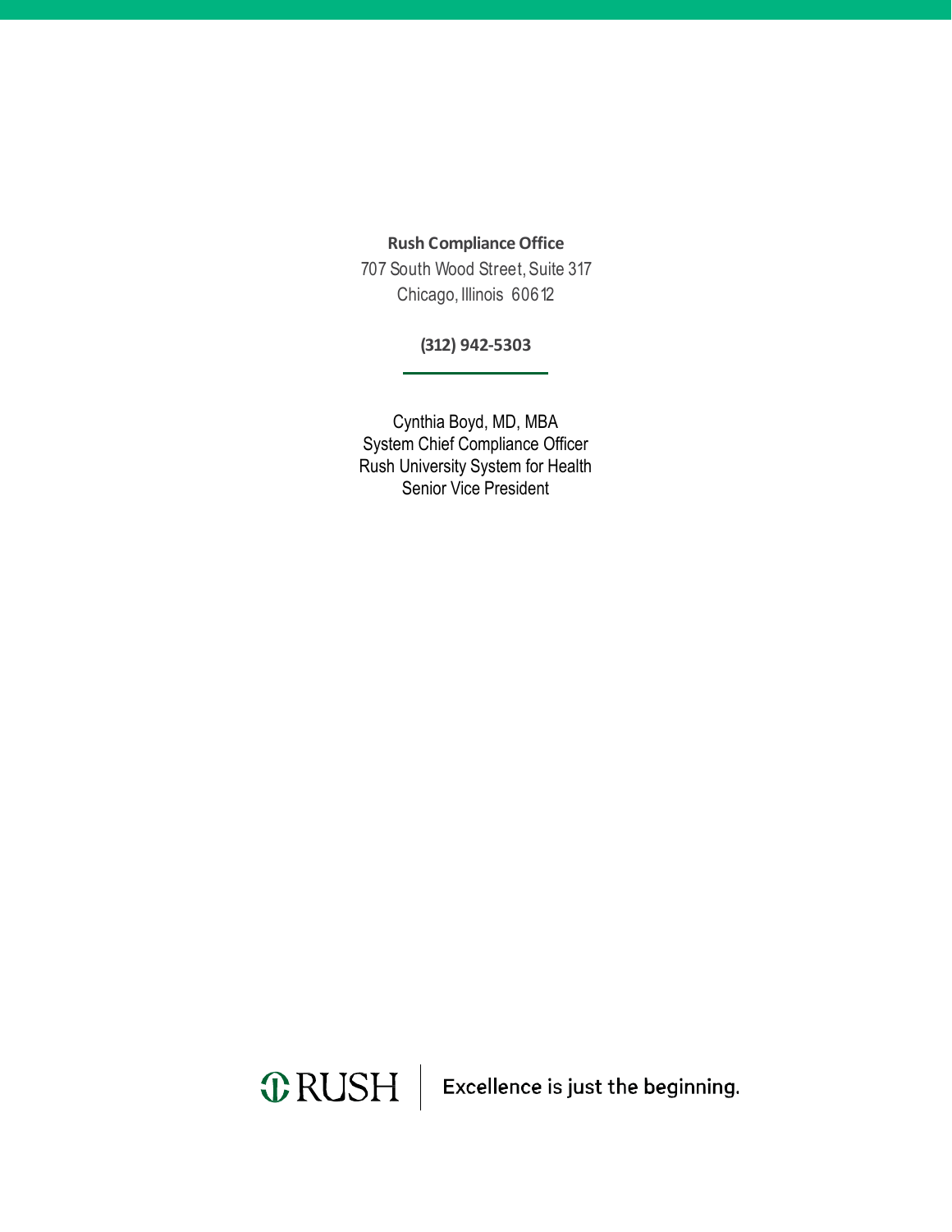**Rush Compliance Office**

707 South Wood Street, Suite 317
Chicago, Illinois 60612

**(312) 942-5303**

Cynthia Boyd, MD, MBA
System Chief Compliance Officer
Rush University System for Health
Senior Vice President

RUSH | Excellence is just the beginning.